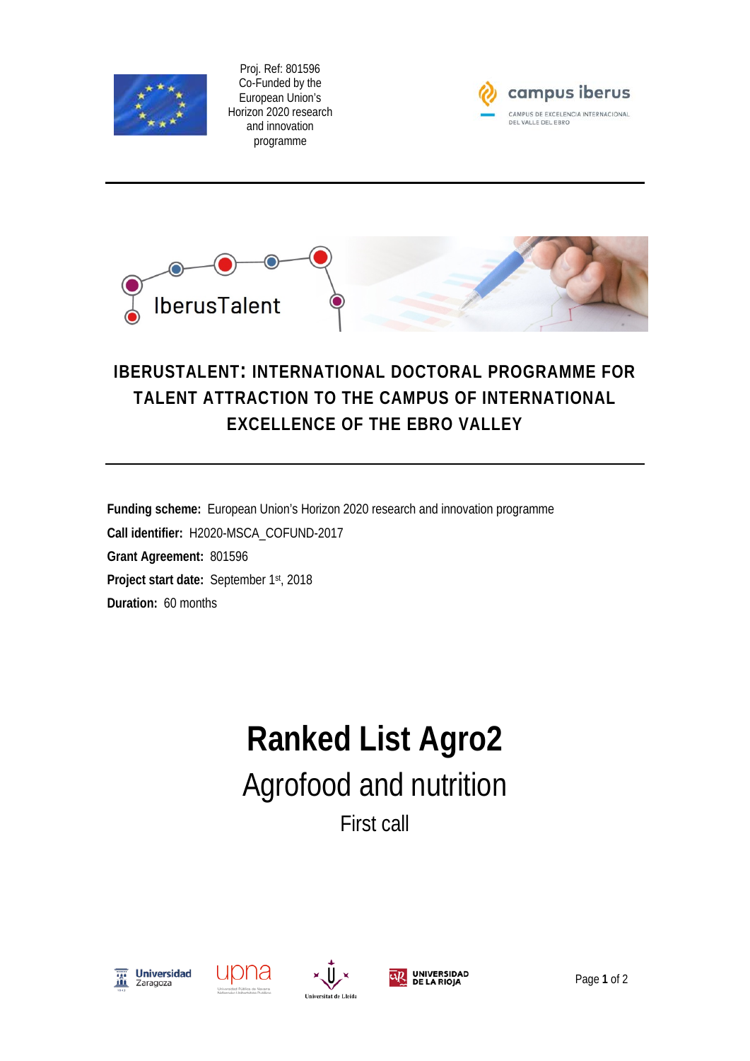Proj. Ref: 801596
Co-Funded by the European Union's Horizon 2020 research and innovation programme

campus iberus
CAMPUS DE EXCELENCIA INTERNACIONAL DEL VALLE DEL EBRO

IberusTalent

# IBERUSTALENT: INTERNATIONAL DOCTORAL PROGRAMME FOR TALENT ATTRACTION TO THE CAMPUS OF INTERNATIONAL EXCELLENCE OF THE EBRO VALLEY

**Funding scheme:** European Union's Horizon 2020 research and innovation programme

**Call identifier:** H2020-MSCA_COFUND-2017

**Grant Agreement:** 801596

**Project start date:** September 1st, 2018

**Duration:** 60 months

# Ranked List Agro2

## Agrofood and nutrition

### First call

Universidad Zaragoza · upna · Universitat de Lleida · Universidad de La Rioja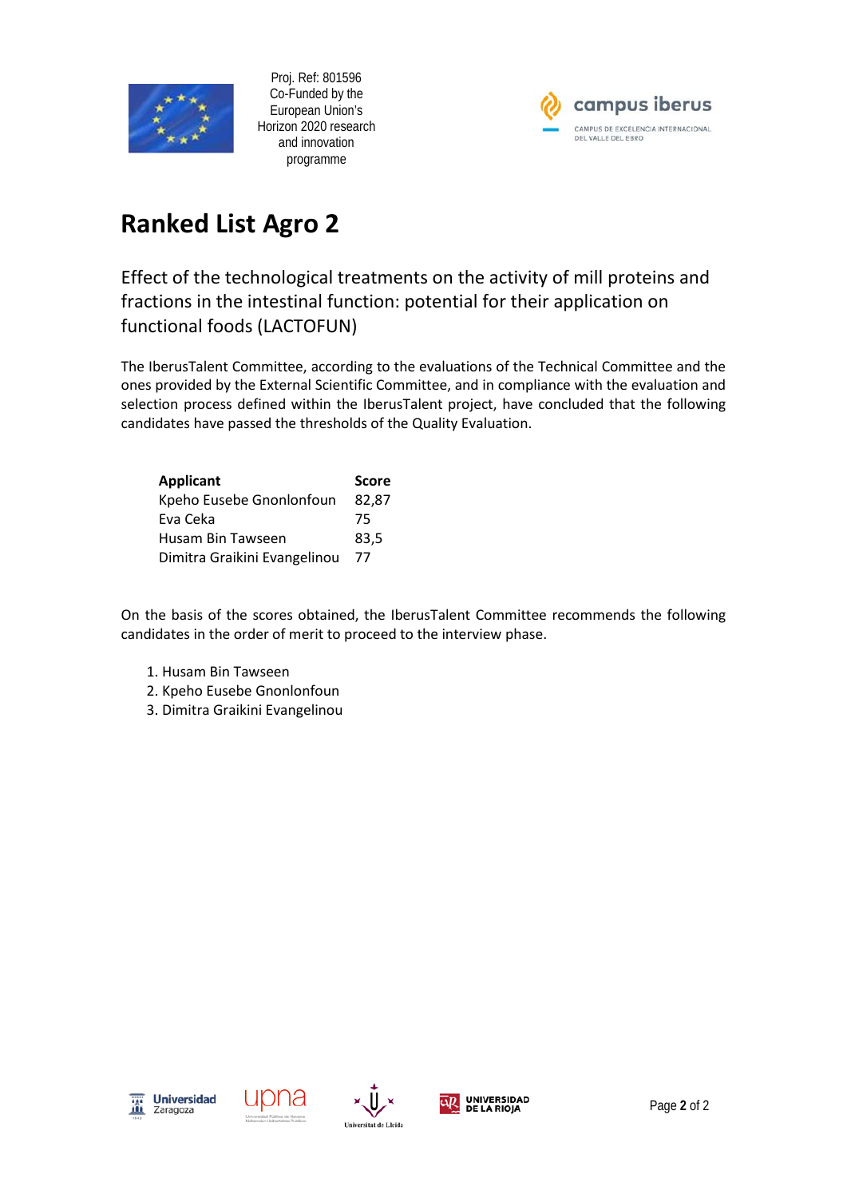Proj. Ref: 801596
Co-Funded by the European Union's Horizon 2020 research and innovation programme

campus iberus

CAMPUS DE EXCELENCIA INTERNACIONAL DEL VALLE DEL EBRO

# Ranked List Agro 2

## Effect of the technological treatments on the activity of mill proteins and fractions in the intestinal function: potential for their application on functional foods (LACTOFUN)

The IberusTalent Committee, according to the evaluations of the Technical Committee and the ones provided by the External Scientific Committee, and in compliance with the evaluation and selection process defined within the IberusTalent project, have concluded that the following candidates have passed the thresholds of the Quality Evaluation.

| **Applicant** | **Score** |
| --- | --- |
| Kpeho Eusebe Gnonlonfoun | 82,87 |
| Eva Ceka | 75 |
| Husam Bin Tawseen | 83,5 |
| Dimitra Graikini Evangelinou | 77 |

On the basis of the scores obtained, the IberusTalent Committee recommends the following candidates in the order of merit to proceed to the interview phase.

1. Husam Bin Tawseen
2. Kpeho Eusebe Gnonlonfoun
3. Dimitra Graikini Evangelinou

Universidad Zaragoza · upna · Universitat de Lleida · Universidad de La Rioja